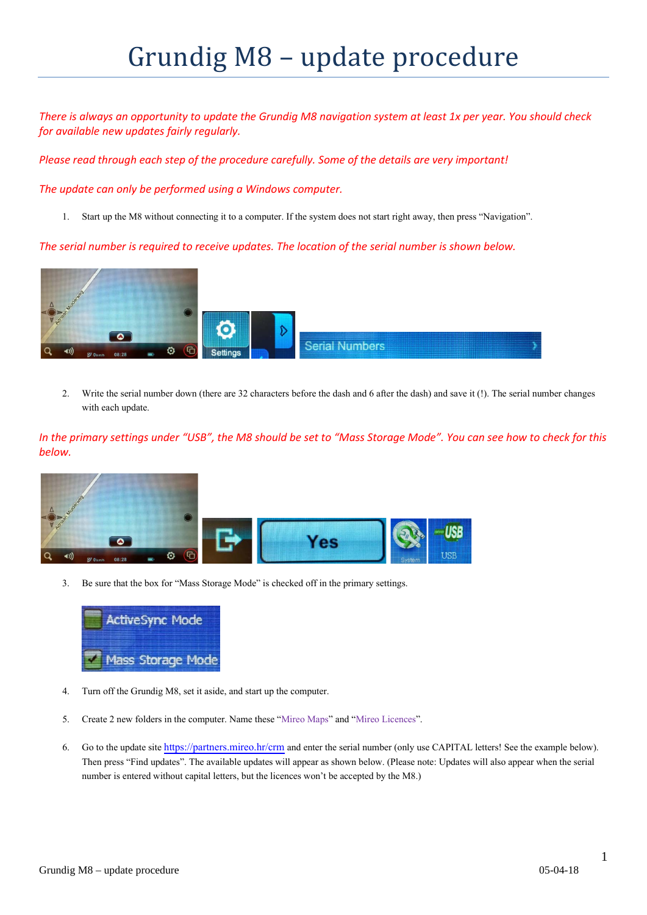# Grundig M8 – update procedure

*There is always an opportunity to update the Grundig M8 navigation system at least 1x per year. You should check for available new updates fairly regularly.*

*Please read through each step of the procedure carefully. Some of the details are very important!*

*The update can only be performed using a Windows computer.*

1. Start up the M8 without connecting it to a computer. If the system does not start right away, then press "Navigation".

*The serial number is required to receive updates. The location of the serial number is shown below.*

2. Write the serial number down (there are 32 characters before the dash and 6 after the dash) and save it (!). The serial number changes with each update.

*In the primary settings under "USB", the M8 should be set to "Mass Storage Mode". You can see how to check for this below.*

3. Be sure that the box for "Mass Storage Mode" is checked off in the primary settings.

4. Turn off the Grundig M8, set it aside, and start up the computer.

5. Create 2 new folders in the computer. Name these "Mireo Maps" and "Mireo Licences".

6. Go to the update site https://partners.mireo.hr/crm and enter the serial number (only use CAPITAL letters! See the example below). Then press "Find updates". The available updates will appear as shown below. (Please note: Updates will also appear when the serial number is entered without capital letters, but the licences won't be accepted by the M8.)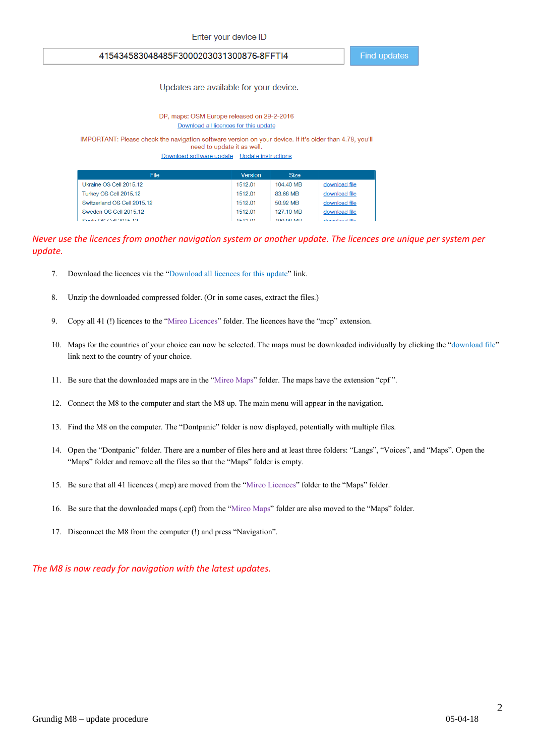Enter your device ID

415434583048485F3000203031300876-8FFTI4 | Find updates

Updates are available for your device.

DP, maps: OSM Europe released on 29-2-2016

Download all licences for this update

IMPORTANT: Please check the navigation software version on your device. If it's older than 4.78, you'll need to update it as well.

Download software update   Update instructions

| File | Version | Size | |
|---|---|---|---|
| Ukraine OS Cell 2015.12 | 1512.01 | 104.40 MB | download file |
| Turkey OS Cell 2015.12 | 1512.01 | 83.68 MB | download file |
| Switzerland OS Cell 2015.12 | 1512.01 | 50.92 MB | download file |
| Sweden OS Cell 2015.12 | 1512.01 | 127.10 MB | download file |
| Spain OS Cell 2015.12 | 1512.01 | 190.98 MB | download file |

*Never use the licences from another navigation system or another update. The licences are unique per system per update.*

7. Download the licences via the "Download all licences for this update" link.
8. Unzip the downloaded compressed folder. (Or in some cases, extract the files.)
9. Copy all 41 (!) licences to the "Mireo Licences" folder. The licences have the "mcp" extension.
10. Maps for the countries of your choice can now be selected. The maps must be downloaded individually by clicking the "download file" link next to the country of your choice.
11. Be sure that the downloaded maps are in the "Mireo Maps" folder. The maps have the extension "cpf ".
12. Connect the M8 to the computer and start the M8 up. The main menu will appear in the navigation.
13. Find the M8 on the computer. The "Dontpanic" folder is now displayed, potentially with multiple files.
14. Open the "Dontpanic" folder. There are a number of files here and at least three folders: "Langs", "Voices", and "Maps". Open the "Maps" folder and remove all the files so that the "Maps" folder is empty.
15. Be sure that all 41 licences (.mcp) are moved from the "Mireo Licences" folder to the "Maps" folder.
16. Be sure that the downloaded maps (.cpf) from the "Mireo Maps" folder are also moved to the "Maps" folder.
17. Disconnect the M8 from the computer (!) and press "Navigation".

*The M8 is now ready for navigation with the latest updates.*